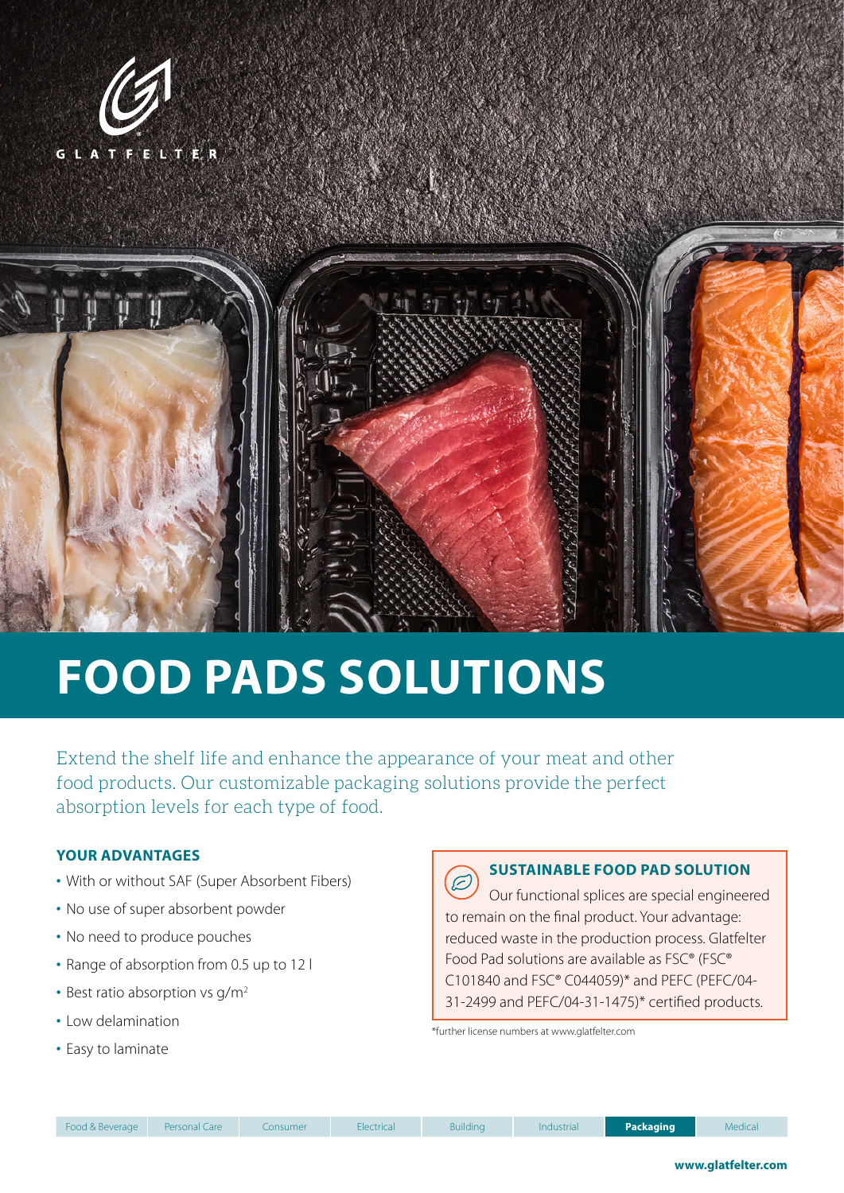# FOOD PADS SOLUTIONS

Extend the shelf life and enhance the appearance of your meat and other food products. Our customizable packaging solutions provide the perfect absorption levels for each type of food.

## YOUR ADVANTAGES

- With or without SAF (Super Absorbent Fibers)
- No use of super absorbent powder
- No need to produce pouches
- Range of absorption from 0.5 up to 12 l
- Best ratio absorption vs g/m$^2$
- Low delamination
- Easy to laminate

## SUSTAINABLE FOOD PAD SOLUTION

Our functional splices are special engineered to remain on the final product. Your advantage: reduced waste in the production process. Glatfelter Food Pad solutions are available as FSC® (FSC® C101840 and FSC® C044059)* and PEFC (PEFC/04-31-2499 and PEFC/04-31-1475)* certified products.

*further license numbers at www.glatfelter.com

Food & Beverage | Personal Care | Consumer | Electrical | Building | Industrial | **Packaging** | Medical

www.glatfelter.com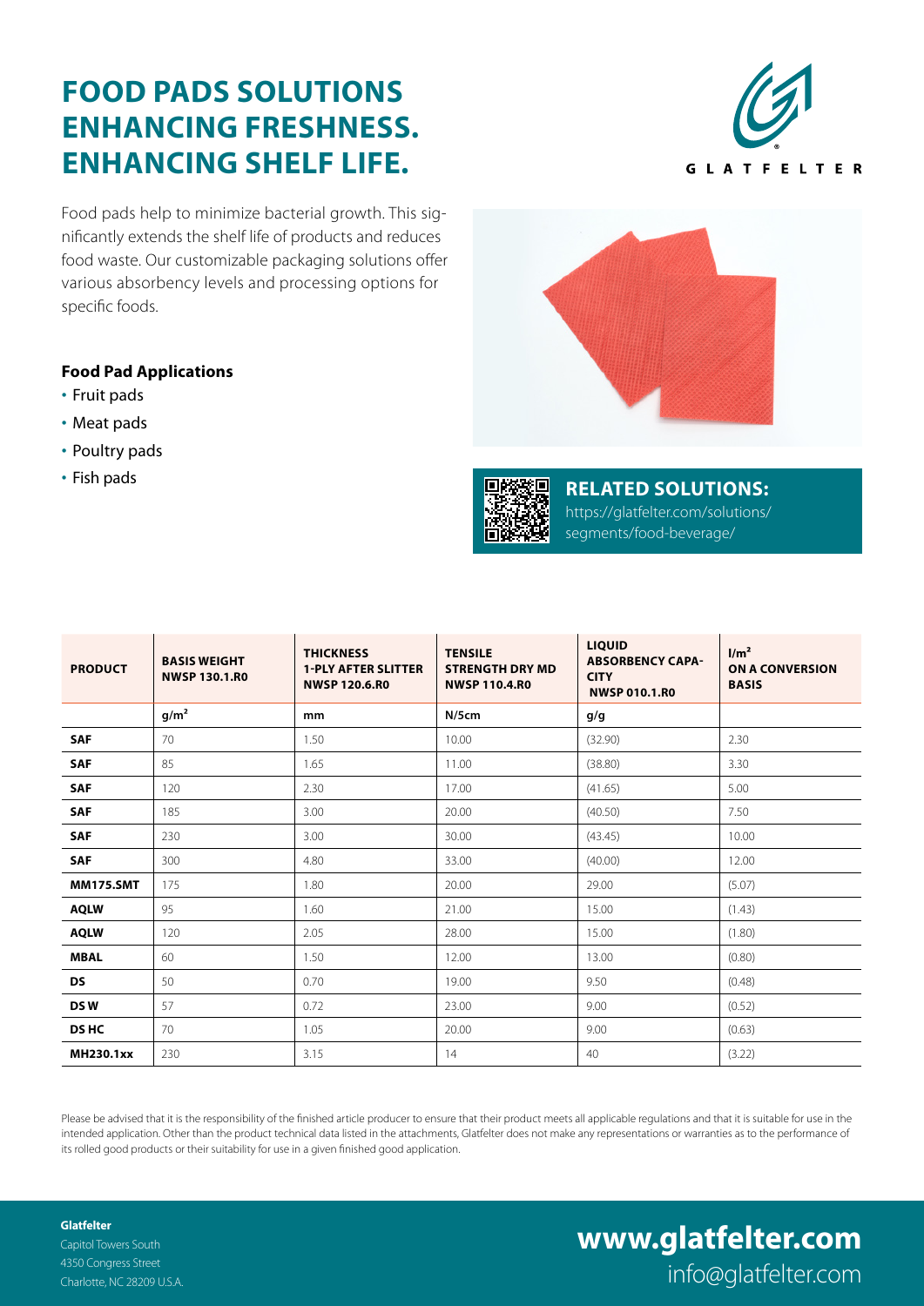# FOOD PADS SOLUTIONS ENHANCING FRESHNESS. ENHANCING SHELF LIFE.

GLATFELTER

Food pads help to minimize bacterial growth. This significantly extends the shelf life of products and reduces food waste. Our customizable packaging solutions offer various absorbency levels and processing options for specific foods.

**Food Pad Applications**

- Fruit pads
- Meat pads
- Poultry pads
- Fish pads

**RELATED SOLUTIONS:**
https://glatfelter.com/solutions/segments/food-beverage/

| PRODUCT | BASIS WEIGHT NWSP 130.1.R0 | THICKNESS 1-PLY AFTER SLITTER NWSP 120.6.R0 | TENSILE STRENGTH DRY MD NWSP 110.4.R0 | LIQUID ABSORBENCY CAPACITY NWSP 010.1.R0 | l/m² ON A CONVERSION BASIS |
|---|---|---|---|---|---|
| | g/m² | mm | N/5cm | g/g | |
| **SAF** | 70 | 1.50 | 10.00 | (32.90) | 2.30 |
| **SAF** | 85 | 1.65 | 11.00 | (38.80) | 3.30 |
| **SAF** | 120 | 2.30 | 17.00 | (41.65) | 5.00 |
| **SAF** | 185 | 3.00 | 20.00 | (40.50) | 7.50 |
| **SAF** | 230 | 3.00 | 30.00 | (43.45) | 10.00 |
| **SAF** | 300 | 4.80 | 33.00 | (40.00) | 12.00 |
| **MM175.SMT** | 175 | 1.80 | 20.00 | 29.00 | (5.07) |
| **AQLW** | 95 | 1.60 | 21.00 | 15.00 | (1.43) |
| **AQLW** | 120 | 2.05 | 28.00 | 15.00 | (1.80) |
| **MBAL** | 60 | 1.50 | 12.00 | 13.00 | (0.80) |
| **DS** | 50 | 0.70 | 19.00 | 9.50 | (0.48) |
| **DS W** | 57 | 0.72 | 23.00 | 9.00 | (0.52) |
| **DS HC** | 70 | 1.05 | 20.00 | 9.00 | (0.63) |
| **MH230.1xx** | 230 | 3.15 | 14 | 40 | (3.22) |

Please be advised that it is the responsibility of the finished article producer to ensure that their product meets all applicable regulations and that it is suitable for use in the intended application. Other than the product technical data listed in the attachments, Glatfelter does not make any representations or warranties as to the performance of its rolled good products or their suitability for use in a given finished good application.

**Glatfelter**
Capitol Towers South
4350 Congress Street
Charlotte, NC 28209 U.S.A.

**www.glatfelter.com**
info@glatfelter.com